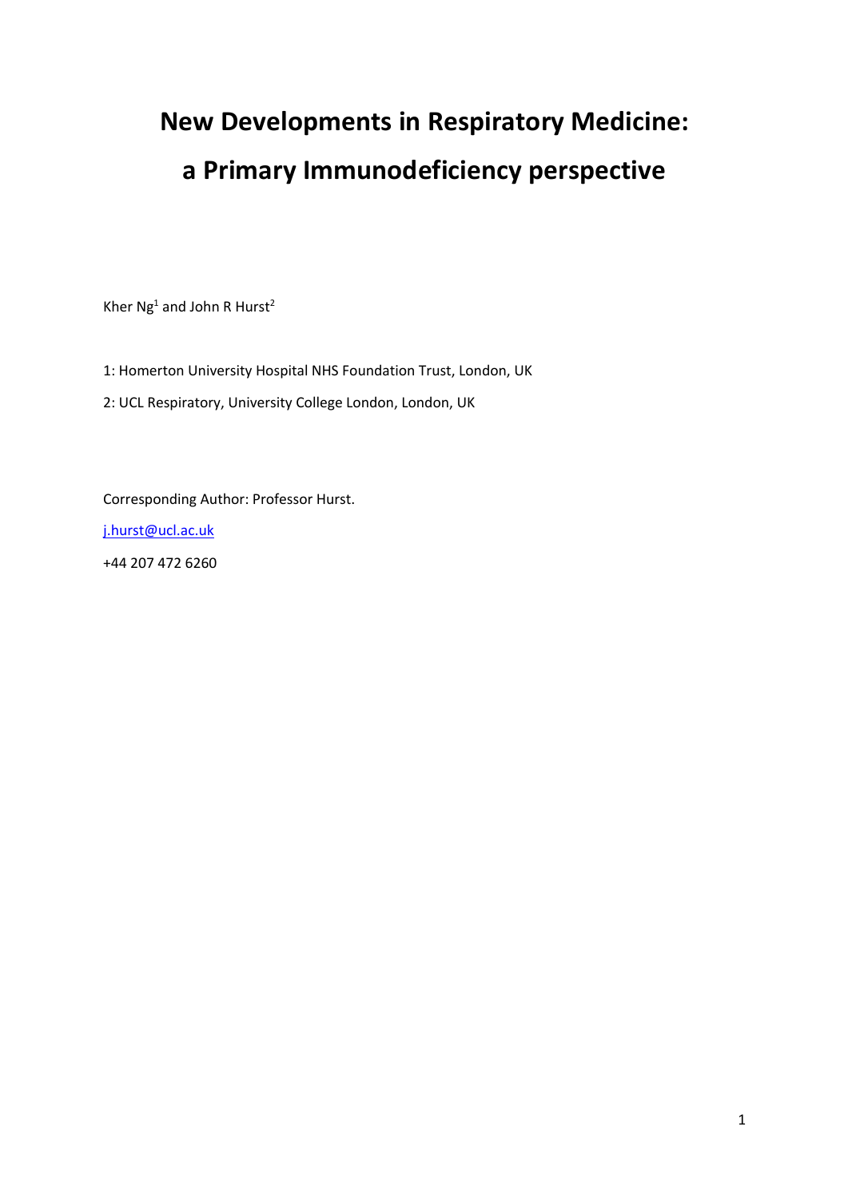# New Developments in Respiratory Medicine: a Primary Immunodeficiency perspective

Kher Ng[1] and John R Hurst[2]

1: Homerton University Hospital NHS Foundation Trust, London, UK

2: UCL Respiratory, University College London, London, UK

Corresponding Author: Professor Hurst.

j.hurst@ucl.ac.uk

+44 207 472 6260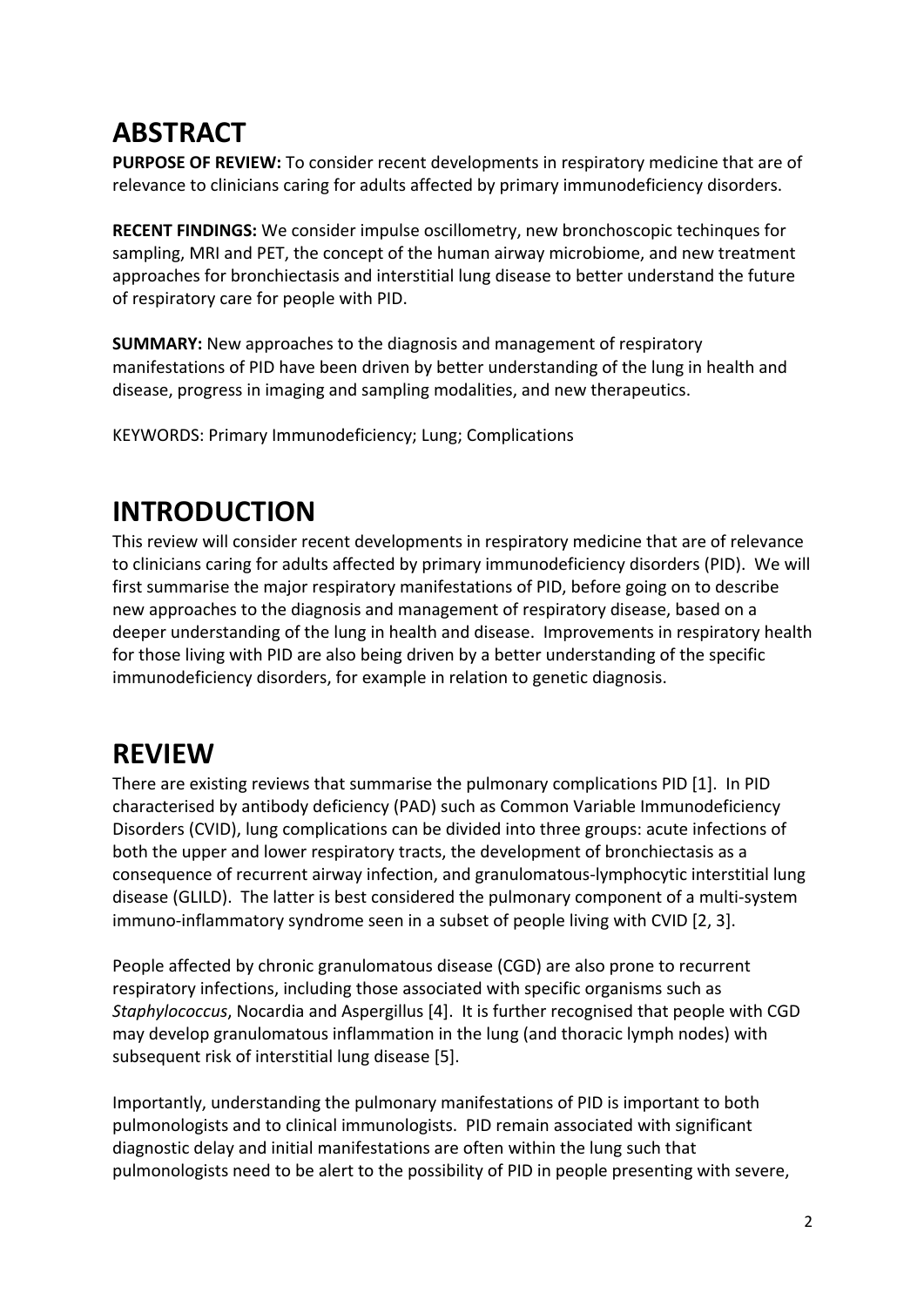# ABSTRACT

**PURPOSE OF REVIEW:** To consider recent developments in respiratory medicine that are of relevance to clinicians caring for adults affected by primary immunodeficiency disorders.

**RECENT FINDINGS:** We consider impulse oscillometry, new bronchoscopic techinques for sampling, MRI and PET, the concept of the human airway microbiome, and new treatment approaches for bronchiectasis and interstitial lung disease to better understand the future of respiratory care for people with PID.

**SUMMARY:** New approaches to the diagnosis and management of respiratory manifestations of PID have been driven by better understanding of the lung in health and disease, progress in imaging and sampling modalities, and new therapeutics.

KEYWORDS: Primary Immunodeficiency; Lung; Complications

# INTRODUCTION

This review will consider recent developments in respiratory medicine that are of relevance to clinicians caring for adults affected by primary immunodeficiency disorders (PID). We will first summarise the major respiratory manifestations of PID, before going on to describe new approaches to the diagnosis and management of respiratory disease, based on a deeper understanding of the lung in health and disease. Improvements in respiratory health for those living with PID are also being driven by a better understanding of the specific immunodeficiency disorders, for example in relation to genetic diagnosis.

# REVIEW

There are existing reviews that summarise the pulmonary complications PID [1]. In PID characterised by antibody deficiency (PAD) such as Common Variable Immunodeficiency Disorders (CVID), lung complications can be divided into three groups: acute infections of both the upper and lower respiratory tracts, the development of bronchiectasis as a consequence of recurrent airway infection, and granulomatous-lymphocytic interstitial lung disease (GLILD). The latter is best considered the pulmonary component of a multi-system immuno-inflammatory syndrome seen in a subset of people living with CVID [2, 3].

People affected by chronic granulomatous disease (CGD) are also prone to recurrent respiratory infections, including those associated with specific organisms such as *Staphylococcus*, Nocardia and Aspergillus [4]. It is further recognised that people with CGD may develop granulomatous inflammation in the lung (and thoracic lymph nodes) with subsequent risk of interstitial lung disease [5].

Importantly, understanding the pulmonary manifestations of PID is important to both pulmonologists and to clinical immunologists. PID remain associated with significant diagnostic delay and initial manifestations are often within the lung such that pulmonologists need to be alert to the possibility of PID in people presenting with severe,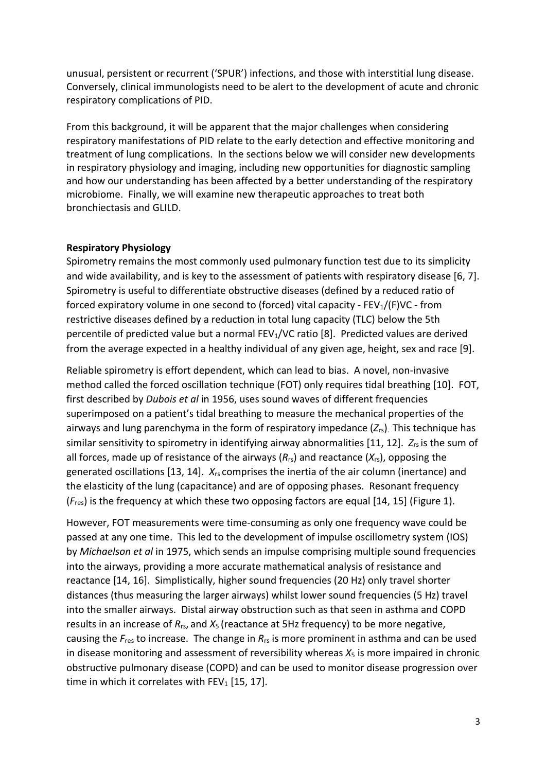unusual, persistent or recurrent ('SPUR') infections, and those with interstitial lung disease. Conversely, clinical immunologists need to be alert to the development of acute and chronic respiratory complications of PID.

From this background, it will be apparent that the major challenges when considering respiratory manifestations of PID relate to the early detection and effective monitoring and treatment of lung complications. In the sections below we will consider new developments in respiratory physiology and imaging, including new opportunities for diagnostic sampling and how our understanding has been affected by a better understanding of the respiratory microbiome. Finally, we will examine new therapeutic approaches to treat both bronchiectasis and GLILD.

**Respiratory Physiology**

Spirometry remains the most commonly used pulmonary function test due to its simplicity and wide availability, and is key to the assessment of patients with respiratory disease [6, 7]. Spirometry is useful to differentiate obstructive diseases (defined by a reduced ratio of forced expiratory volume in one second to (forced) vital capacity - $FEV_1$/(F)VC - from restrictive diseases defined by a reduction in total lung capacity (TLC) below the 5th percentile of predicted value but a normal $FEV_1$/VC ratio [8]. Predicted values are derived from the average expected in a healthy individual of any given age, height, sex and race [9].

Reliable spirometry is effort dependent, which can lead to bias. A novel, non-invasive method called the forced oscillation technique (FOT) only requires tidal breathing [10]. FOT, first described by *Dubois et al* in 1956, uses sound waves of different frequencies superimposed on a patient's tidal breathing to measure the mechanical properties of the airways and lung parenchyma in the form of respiratory impedance ($Z_{rs}$). This technique has similar sensitivity to spirometry in identifying airway abnormalities [11, 12]. $Z_{rs}$ is the sum of all forces, made up of resistance of the airways ($R_{rs}$) and reactance ($X_{rs}$), opposing the generated oscillations [13, 14]. $X_{rs}$ comprises the inertia of the air column (inertance) and the elasticity of the lung (capacitance) and are of opposing phases. Resonant frequency ($F_{res}$) is the frequency at which these two opposing factors are equal [14, 15] (Figure 1).

However, FOT measurements were time-consuming as only one frequency wave could be passed at any one time. This led to the development of impulse oscillometry system (IOS) by *Michaelson et al* in 1975, which sends an impulse comprising multiple sound frequencies into the airways, providing a more accurate mathematical analysis of resistance and reactance [14, 16]. Simplistically, higher sound frequencies (20 Hz) only travel shorter distances (thus measuring the larger airways) whilst lower sound frequencies (5 Hz) travel into the smaller airways. Distal airway obstruction such as that seen in asthma and COPD results in an increase of $R_{rs}$, and $X_5$ (reactance at 5Hz frequency) to be more negative, causing the $F_{res}$ to increase. The change in $R_{rs}$ is more prominent in asthma and can be used in disease monitoring and assessment of reversibility whereas $X_5$ is more impaired in chronic obstructive pulmonary disease (COPD) and can be used to monitor disease progression over time in which it correlates with $FEV_1$ [15, 17].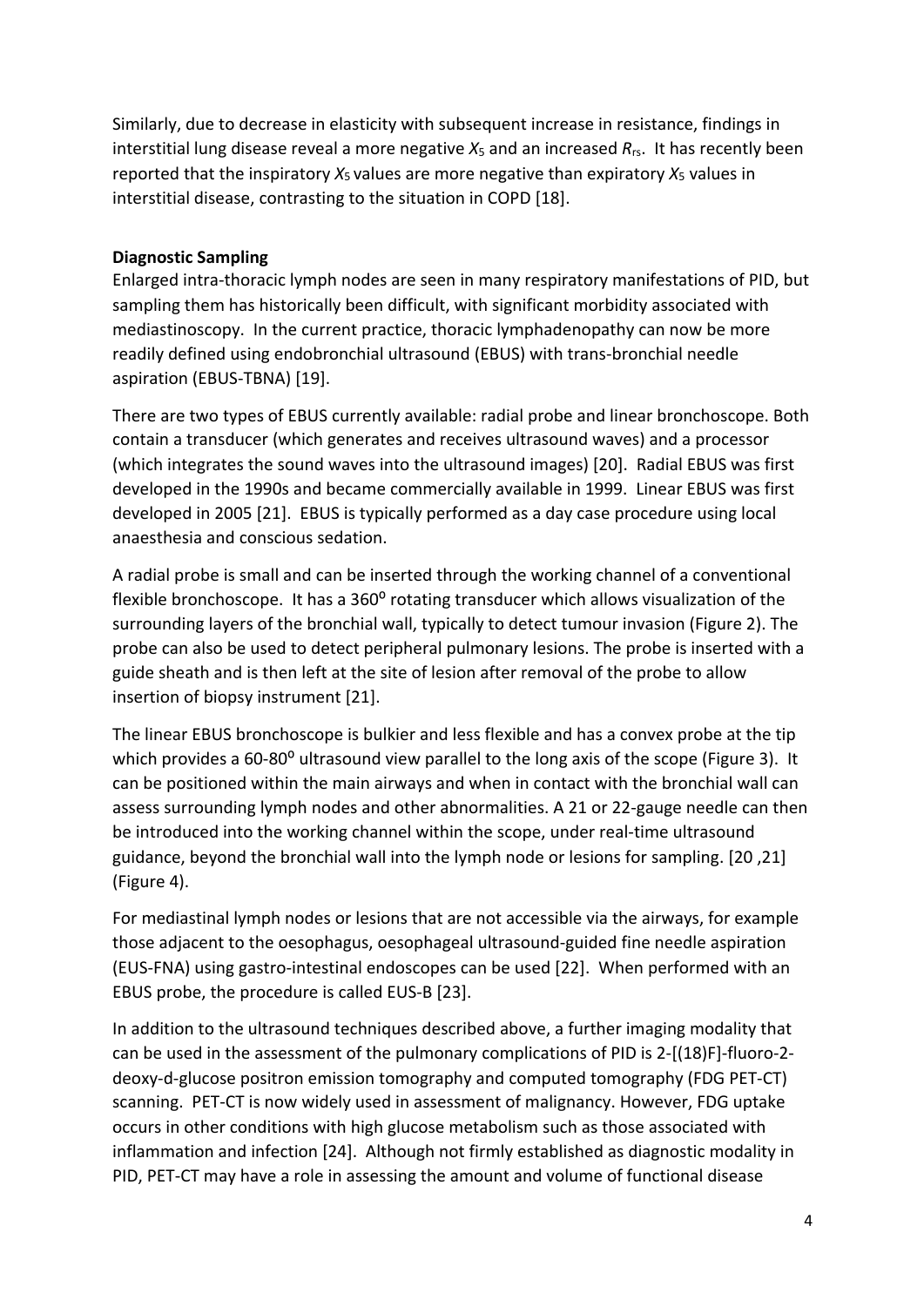Similarly, due to decrease in elasticity with subsequent increase in resistance, findings in interstitial lung disease reveal a more negative $X_5$ and an increased $R_{rs}$. It has recently been reported that the inspiratory $X_5$ values are more negative than expiratory $X_5$ values in interstitial disease, contrasting to the situation in COPD [18].

**Diagnostic Sampling**

Enlarged intra-thoracic lymph nodes are seen in many respiratory manifestations of PID, but sampling them has historically been difficult, with significant morbidity associated with mediastinoscopy. In the current practice, thoracic lymphadenopathy can now be more readily defined using endobronchial ultrasound (EBUS) with trans-bronchial needle aspiration (EBUS-TBNA) [19].

There are two types of EBUS currently available: radial probe and linear bronchoscope. Both contain a transducer (which generates and receives ultrasound waves) and a processor (which integrates the sound waves into the ultrasound images) [20]. Radial EBUS was first developed in the 1990s and became commercially available in 1999. Linear EBUS was first developed in 2005 [21]. EBUS is typically performed as a day case procedure using local anaesthesia and conscious sedation.

A radial probe is small and can be inserted through the working channel of a conventional flexible bronchoscope. It has a 360$^{o}$ rotating transducer which allows visualization of the surrounding layers of the bronchial wall, typically to detect tumour invasion (Figure 2). The probe can also be used to detect peripheral pulmonary lesions. The probe is inserted with a guide sheath and is then left at the site of lesion after removal of the probe to allow insertion of biopsy instrument [21].

The linear EBUS bronchoscope is bulkier and less flexible and has a convex probe at the tip which provides a 60-80$^{o}$ ultrasound view parallel to the long axis of the scope (Figure 3). It can be positioned within the main airways and when in contact with the bronchial wall can assess surrounding lymph nodes and other abnormalities. A 21 or 22-gauge needle can then be introduced into the working channel within the scope, under real-time ultrasound guidance, beyond the bronchial wall into the lymph node or lesions for sampling. [20 ,21] (Figure 4).

For mediastinal lymph nodes or lesions that are not accessible via the airways, for example those adjacent to the oesophagus, oesophageal ultrasound-guided fine needle aspiration (EUS-FNA) using gastro-intestinal endoscopes can be used [22]. When performed with an EBUS probe, the procedure is called EUS-B [23].

In addition to the ultrasound techniques described above, a further imaging modality that can be used in the assessment of the pulmonary complications of PID is 2-[(18)F]-fluoro-2-deoxy-d-glucose positron emission tomography and computed tomography (FDG PET-CT) scanning. PET-CT is now widely used in assessment of malignancy. However, FDG uptake occurs in other conditions with high glucose metabolism such as those associated with inflammation and infection [24]. Although not firmly established as diagnostic modality in PID, PET-CT may have a role in assessing the amount and volume of functional disease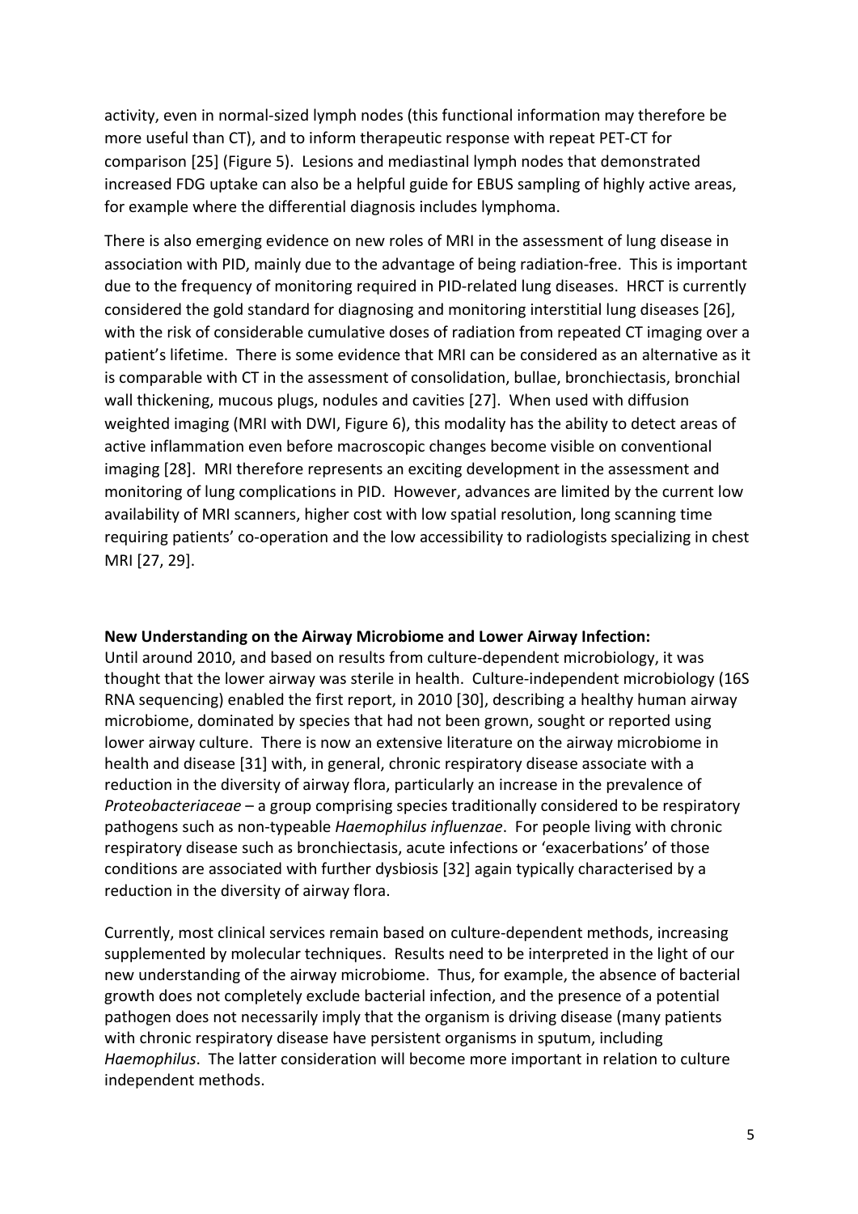activity, even in normal-sized lymph nodes (this functional information may therefore be more useful than CT), and to inform therapeutic response with repeat PET-CT for comparison [25] (Figure 5). Lesions and mediastinal lymph nodes that demonstrated increased FDG uptake can also be a helpful guide for EBUS sampling of highly active areas, for example where the differential diagnosis includes lymphoma.

There is also emerging evidence on new roles of MRI in the assessment of lung disease in association with PID, mainly due to the advantage of being radiation-free. This is important due to the frequency of monitoring required in PID-related lung diseases. HRCT is currently considered the gold standard for diagnosing and monitoring interstitial lung diseases [26], with the risk of considerable cumulative doses of radiation from repeated CT imaging over a patient's lifetime. There is some evidence that MRI can be considered as an alternative as it is comparable with CT in the assessment of consolidation, bullae, bronchiectasis, bronchial wall thickening, mucous plugs, nodules and cavities [27]. When used with diffusion weighted imaging (MRI with DWI, Figure 6), this modality has the ability to detect areas of active inflammation even before macroscopic changes become visible on conventional imaging [28]. MRI therefore represents an exciting development in the assessment and monitoring of lung complications in PID. However, advances are limited by the current low availability of MRI scanners, higher cost with low spatial resolution, long scanning time requiring patients' co-operation and the low accessibility to radiologists specializing in chest MRI [27, 29].

**New Understanding on the Airway Microbiome and Lower Airway Infection:**

Until around 2010, and based on results from culture-dependent microbiology, it was thought that the lower airway was sterile in health. Culture-independent microbiology (16S RNA sequencing) enabled the first report, in 2010 [30], describing a healthy human airway microbiome, dominated by species that had not been grown, sought or reported using lower airway culture. There is now an extensive literature on the airway microbiome in health and disease [31] with, in general, chronic respiratory disease associate with a reduction in the diversity of airway flora, particularly an increase in the prevalence of *Proteobacteriaceae* – a group comprising species traditionally considered to be respiratory pathogens such as non-typeable *Haemophilus influenzae*. For people living with chronic respiratory disease such as bronchiectasis, acute infections or 'exacerbations' of those conditions are associated with further dysbiosis [32] again typically characterised by a reduction in the diversity of airway flora.

Currently, most clinical services remain based on culture-dependent methods, increasing supplemented by molecular techniques. Results need to be interpreted in the light of our new understanding of the airway microbiome. Thus, for example, the absence of bacterial growth does not completely exclude bacterial infection, and the presence of a potential pathogen does not necessarily imply that the organism is driving disease (many patients with chronic respiratory disease have persistent organisms in sputum, including *Haemophilus*. The latter consideration will become more important in relation to culture independent methods.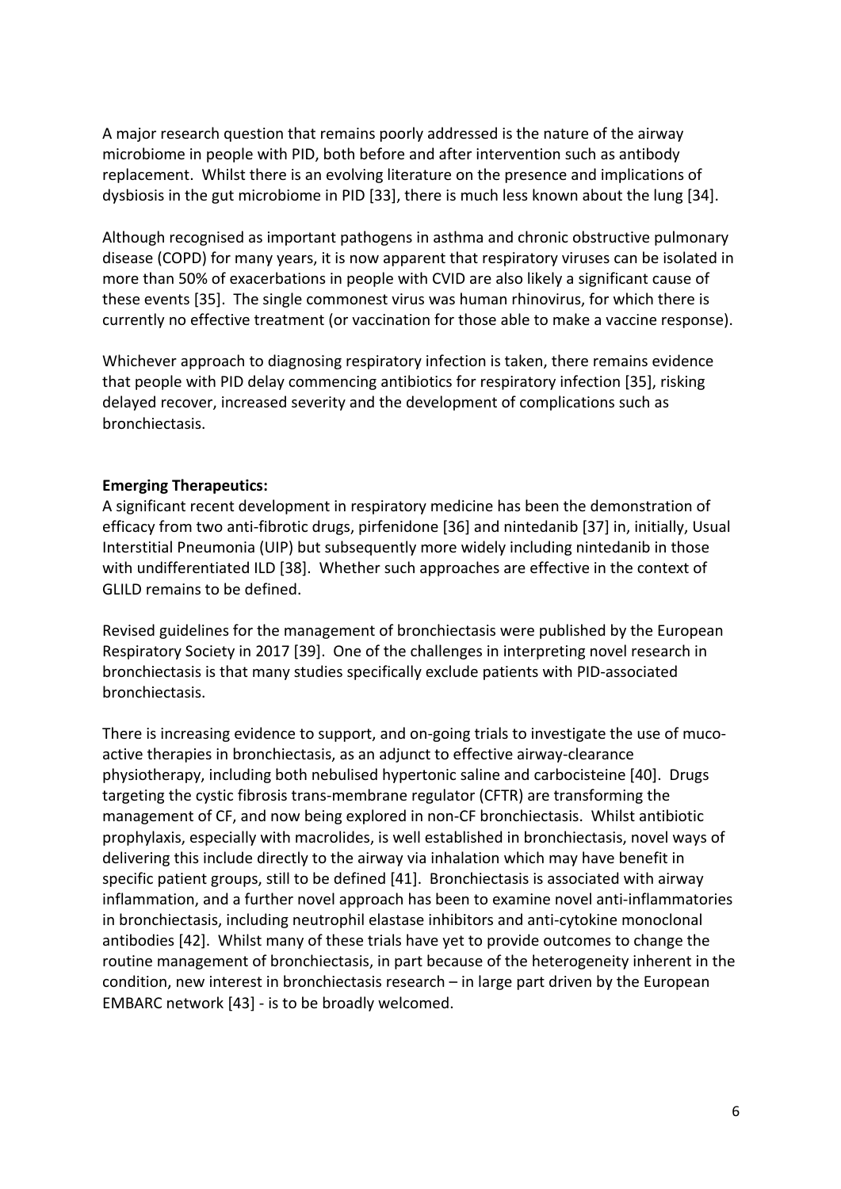A major research question that remains poorly addressed is the nature of the airway microbiome in people with PID, both before and after intervention such as antibody replacement. Whilst there is an evolving literature on the presence and implications of dysbiosis in the gut microbiome in PID [33], there is much less known about the lung [34].

Although recognised as important pathogens in asthma and chronic obstructive pulmonary disease (COPD) for many years, it is now apparent that respiratory viruses can be isolated in more than 50% of exacerbations in people with CVID are also likely a significant cause of these events [35]. The single commonest virus was human rhinovirus, for which there is currently no effective treatment (or vaccination for those able to make a vaccine response).

Whichever approach to diagnosing respiratory infection is taken, there remains evidence that people with PID delay commencing antibiotics for respiratory infection [35], risking delayed recover, increased severity and the development of complications such as bronchiectasis.

**Emerging Therapeutics:**

A significant recent development in respiratory medicine has been the demonstration of efficacy from two anti-fibrotic drugs, pirfenidone [36] and nintedanib [37] in, initially, Usual Interstitial Pneumonia (UIP) but subsequently more widely including nintedanib in those with undifferentiated ILD [38]. Whether such approaches are effective in the context of GLILD remains to be defined.

Revised guidelines for the management of bronchiectasis were published by the European Respiratory Society in 2017 [39]. One of the challenges in interpreting novel research in bronchiectasis is that many studies specifically exclude patients with PID-associated bronchiectasis.

There is increasing evidence to support, and on-going trials to investigate the use of muco-active therapies in bronchiectasis, as an adjunct to effective airway-clearance physiotherapy, including both nebulised hypertonic saline and carbocisteine [40]. Drugs targeting the cystic fibrosis trans-membrane regulator (CFTR) are transforming the management of CF, and now being explored in non-CF bronchiectasis. Whilst antibiotic prophylaxis, especially with macrolides, is well established in bronchiectasis, novel ways of delivering this include directly to the airway via inhalation which may have benefit in specific patient groups, still to be defined [41]. Bronchiectasis is associated with airway inflammation, and a further novel approach has been to examine novel anti-inflammatories in bronchiectasis, including neutrophil elastase inhibitors and anti-cytokine monoclonal antibodies [42]. Whilst many of these trials have yet to provide outcomes to change the routine management of bronchiectasis, in part because of the heterogeneity inherent in the condition, new interest in bronchiectasis research – in large part driven by the European EMBARC network [43] - is to be broadly welcomed.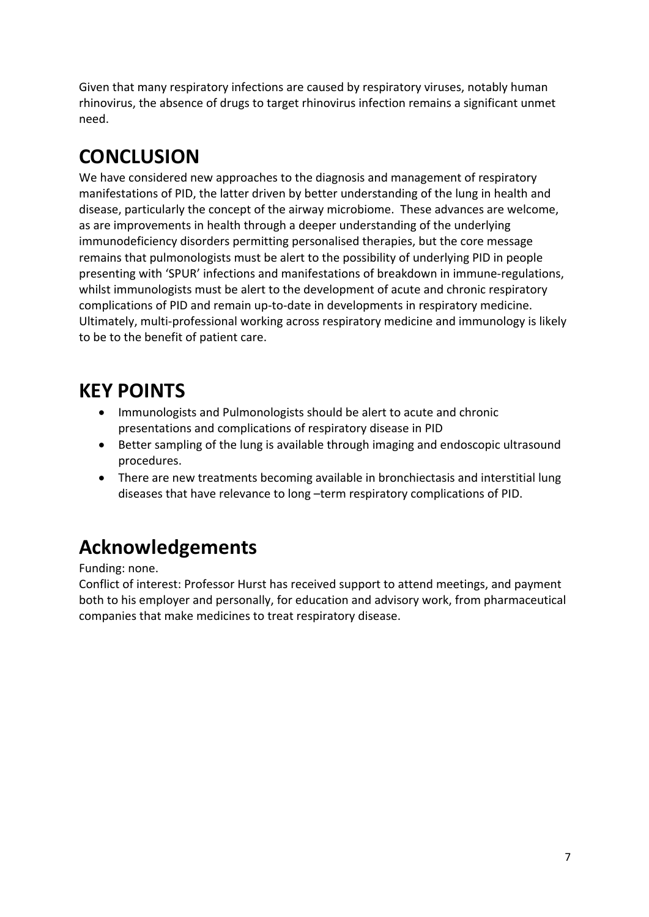Given that many respiratory infections are caused by respiratory viruses, notably human rhinovirus, the absence of drugs to target rhinovirus infection remains a significant unmet need.

# CONCLUSION

We have considered new approaches to the diagnosis and management of respiratory manifestations of PID, the latter driven by better understanding of the lung in health and disease, particularly the concept of the airway microbiome. These advances are welcome, as are improvements in health through a deeper understanding of the underlying immunodeficiency disorders permitting personalised therapies, but the core message remains that pulmonologists must be alert to the possibility of underlying PID in people presenting with 'SPUR' infections and manifestations of breakdown in immune-regulations, whilst immunologists must be alert to the development of acute and chronic respiratory complications of PID and remain up-to-date in developments in respiratory medicine. Ultimately, multi-professional working across respiratory medicine and immunology is likely to be to the benefit of patient care.

# KEY POINTS

- Immunologists and Pulmonologists should be alert to acute and chronic presentations and complications of respiratory disease in PID
- Better sampling of the lung is available through imaging and endoscopic ultrasound procedures.
- There are new treatments becoming available in bronchiectasis and interstitial lung diseases that have relevance to long –term respiratory complications of PID.

# Acknowledgements

Funding: none.

Conflict of interest: Professor Hurst has received support to attend meetings, and payment both to his employer and personally, for education and advisory work, from pharmaceutical companies that make medicines to treat respiratory disease.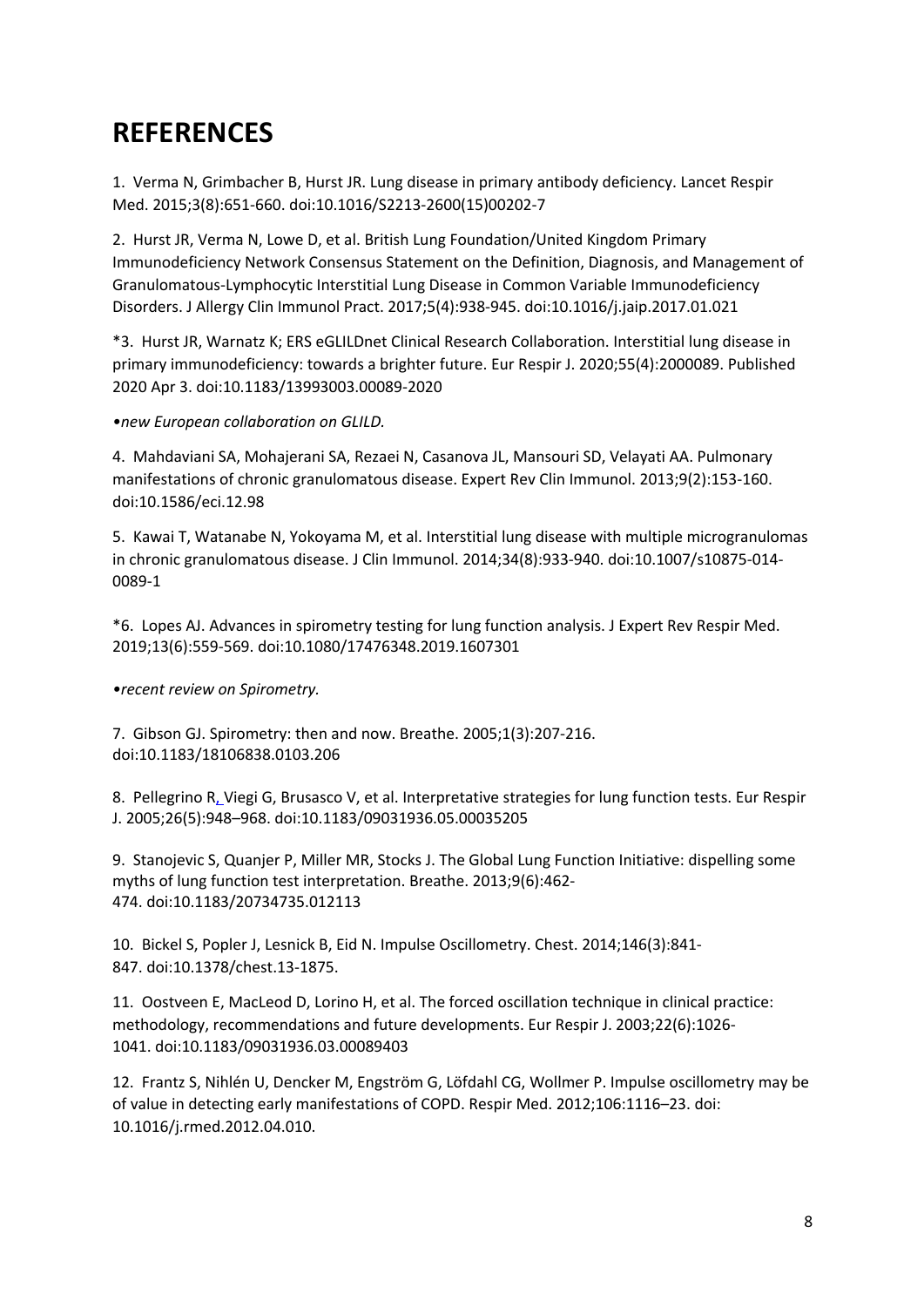# REFERENCES

1. Verma N, Grimbacher B, Hurst JR. Lung disease in primary antibody deficiency. Lancet Respir Med. 2015;3(8):651-660. doi:10.1016/S2213-2600(15)00202-7

2. Hurst JR, Verma N, Lowe D, et al. British Lung Foundation/United Kingdom Primary Immunodeficiency Network Consensus Statement on the Definition, Diagnosis, and Management of Granulomatous-Lymphocytic Interstitial Lung Disease in Common Variable Immunodeficiency Disorders. J Allergy Clin Immunol Pract. 2017;5(4):938-945. doi:10.1016/j.jaip.2017.01.021

*3. Hurst JR, Warnatz K; ERS eGLILDnet Clinical Research Collaboration. Interstitial lung disease in primary immunodeficiency: towards a brighter future. Eur Respir J. 2020;55(4):2000089. Published 2020 Apr 3. doi:10.1183/13993003.00089-2020

*•new European collaboration on GLILD.*

4. Mahdaviani SA, Mohajerani SA, Rezaei N, Casanova JL, Mansouri SD, Velayati AA. Pulmonary manifestations of chronic granulomatous disease. Expert Rev Clin Immunol. 2013;9(2):153-160. doi:10.1586/eci.12.98

5. Kawai T, Watanabe N, Yokoyama M, et al. Interstitial lung disease with multiple microgranulomas in chronic granulomatous disease. J Clin Immunol. 2014;34(8):933-940. doi:10.1007/s10875-014-0089-1

*6. Lopes AJ. Advances in spirometry testing for lung function analysis. J Expert Rev Respir Med. 2019;13(6):559-569. doi:10.1080/17476348.2019.1607301

*•recent review on Spirometry.*

7. Gibson GJ. Spirometry: then and now. Breathe. 2005;1(3):207-216. doi:10.1183/18106838.0103.206

8. Pellegrino R, Viegi G, Brusasco V, et al. Interpretative strategies for lung function tests. Eur Respir J. 2005;26(5):948–968. doi:10.1183/09031936.05.00035205

9. Stanojevic S, Quanjer P, Miller MR, Stocks J. The Global Lung Function Initiative: dispelling some myths of lung function test interpretation. Breathe. 2013;9(6):462-474. doi:10.1183/20734735.012113

10. Bickel S, Popler J, Lesnick B, Eid N. Impulse Oscillometry. Chest. 2014;146(3):841-847. doi:10.1378/chest.13-1875.

11. Oostveen E, MacLeod D, Lorino H, et al. The forced oscillation technique in clinical practice: methodology, recommendations and future developments. Eur Respir J. 2003;22(6):1026-1041. doi:10.1183/09031936.03.00089403

12. Frantz S, Nihlén U, Dencker M, Engström G, Löfdahl CG, Wollmer P. Impulse oscillometry may be of value in detecting early manifestations of COPD. Respir Med. 2012;106:1116–23. doi: 10.1016/j.rmed.2012.04.010.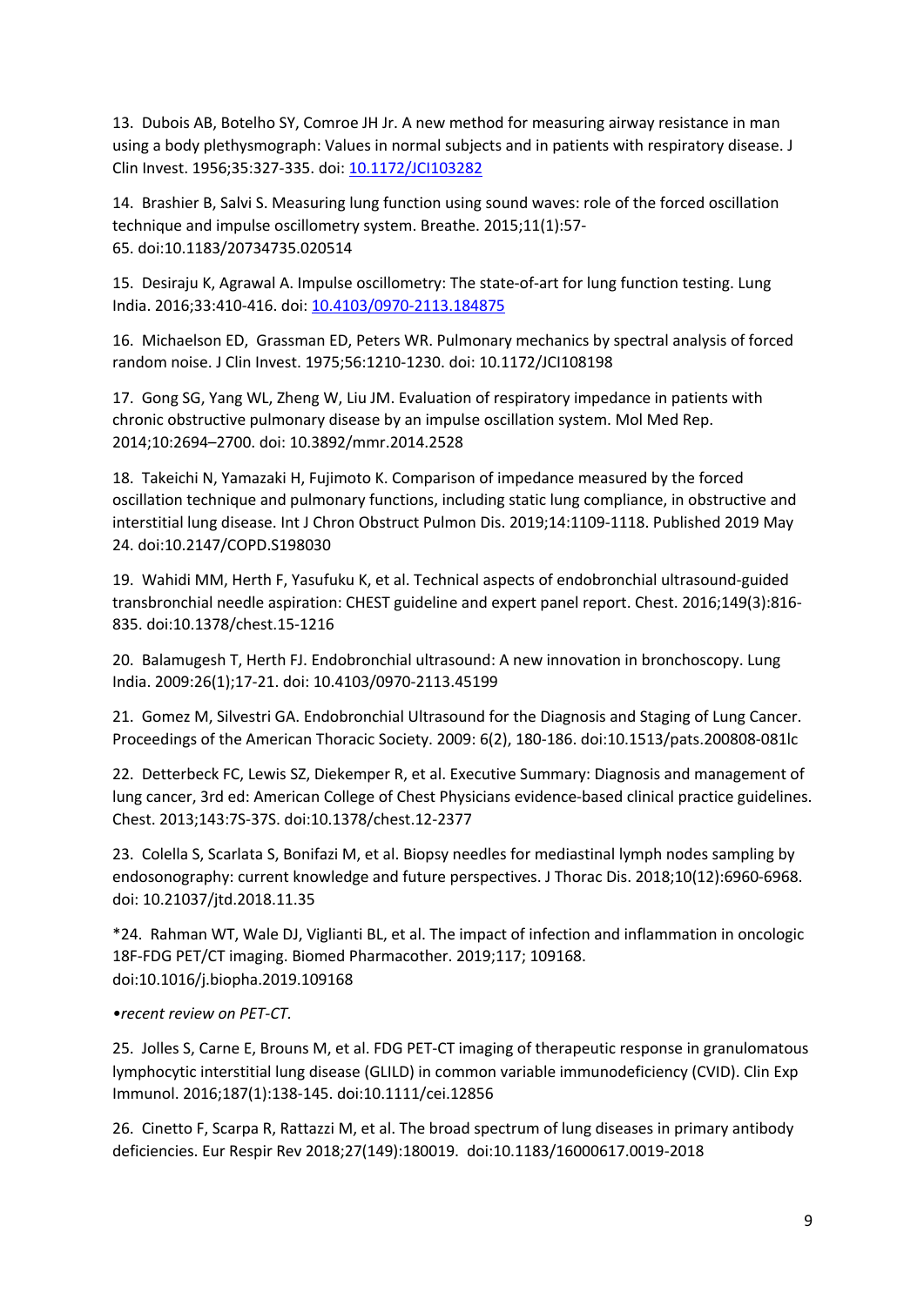13. Dubois AB, Botelho SY, Comroe JH Jr. A new method for measuring airway resistance in man using a body plethysmograph: Values in normal subjects and in patients with respiratory disease. J Clin Invest. 1956;35:327-335. doi: 10.1172/JCI103282

14. Brashier B, Salvi S. Measuring lung function using sound waves: role of the forced oscillation technique and impulse oscillometry system. Breathe. 2015;11(1):57-65. doi:10.1183/20734735.020514

15. Desiraju K, Agrawal A. Impulse oscillometry: The state-of-art for lung function testing. Lung India. 2016;33:410-416. doi: 10.4103/0970-2113.184875

16. Michaelson ED, Grassman ED, Peters WR. Pulmonary mechanics by spectral analysis of forced random noise. J Clin Invest. 1975;56:1210-1230. doi: 10.1172/JCI108198

17. Gong SG, Yang WL, Zheng W, Liu JM. Evaluation of respiratory impedance in patients with chronic obstructive pulmonary disease by an impulse oscillation system. Mol Med Rep. 2014;10:2694–2700. doi: 10.3892/mmr.2014.2528

18. Takeichi N, Yamazaki H, Fujimoto K. Comparison of impedance measured by the forced oscillation technique and pulmonary functions, including static lung compliance, in obstructive and interstitial lung disease. Int J Chron Obstruct Pulmon Dis. 2019;14:1109-1118. Published 2019 May 24. doi:10.2147/COPD.S198030

19. Wahidi MM, Herth F, Yasufuku K, et al. Technical aspects of endobronchial ultrasound-guided transbronchial needle aspiration: CHEST guideline and expert panel report. Chest. 2016;149(3):816-835. doi:10.1378/chest.15-1216

20. Balamugesh T, Herth FJ. Endobronchial ultrasound: A new innovation in bronchoscopy. Lung India. 2009:26(1);17-21. doi: 10.4103/0970-2113.45199

21. Gomez M, Silvestri GA. Endobronchial Ultrasound for the Diagnosis and Staging of Lung Cancer. Proceedings of the American Thoracic Society. 2009: 6(2), 180-186. doi:10.1513/pats.200808-081lc

22. Detterbeck FC, Lewis SZ, Diekemper R, et al. Executive Summary: Diagnosis and management of lung cancer, 3rd ed: American College of Chest Physicians evidence-based clinical practice guidelines. Chest. 2013;143:7S-37S. doi:10.1378/chest.12-2377

23. Colella S, Scarlata S, Bonifazi M, et al. Biopsy needles for mediastinal lymph nodes sampling by endosonography: current knowledge and future perspectives. J Thorac Dis. 2018;10(12):6960-6968. doi: 10.21037/jtd.2018.11.35

*24. Rahman WT, Wale DJ, Viglianti BL, et al. The impact of infection and inflammation in oncologic 18F-FDG PET/CT imaging. Biomed Pharmacother. 2019;117; 109168. doi:10.1016/j.biopha.2019.109168

*•recent review on PET-CT.*

25. Jolles S, Carne E, Brouns M, et al. FDG PET-CT imaging of therapeutic response in granulomatous lymphocytic interstitial lung disease (GLILD) in common variable immunodeficiency (CVID). Clin Exp Immunol. 2016;187(1):138-145. doi:10.1111/cei.12856

26. Cinetto F, Scarpa R, Rattazzi M, et al. The broad spectrum of lung diseases in primary antibody deficiencies. Eur Respir Rev 2018;27(149):180019. doi:10.1183/16000617.0019-2018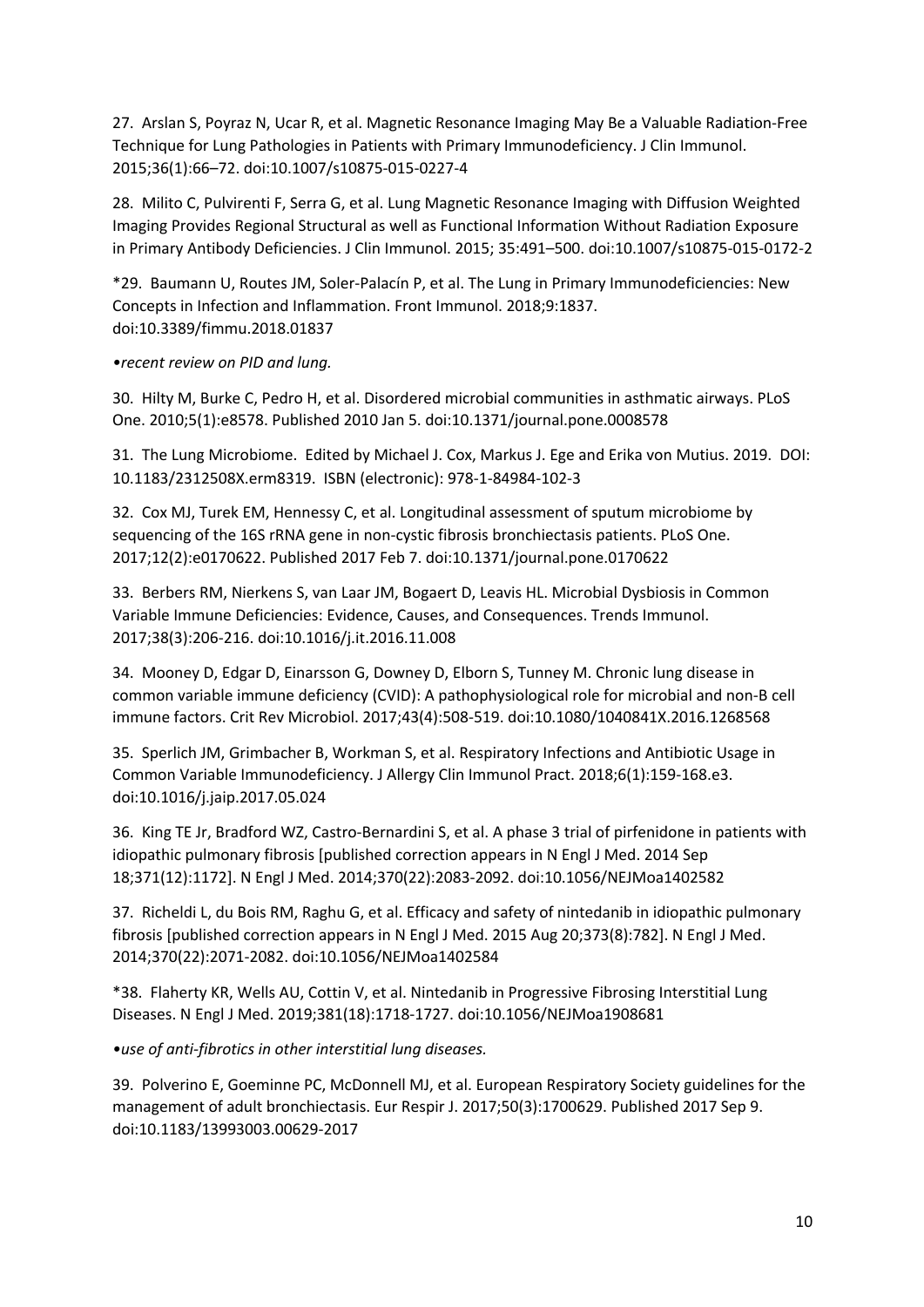27. Arslan S, Poyraz N, Ucar R, et al. Magnetic Resonance Imaging May Be a Valuable Radiation-Free Technique for Lung Pathologies in Patients with Primary Immunodeficiency. J Clin Immunol. 2015;36(1):66–72. doi:10.1007/s10875-015-0227-4

28. Milito C, Pulvirenti F, Serra G, et al. Lung Magnetic Resonance Imaging with Diffusion Weighted Imaging Provides Regional Structural as well as Functional Information Without Radiation Exposure in Primary Antibody Deficiencies. J Clin Immunol. 2015; 35:491–500. doi:10.1007/s10875-015-0172-2

*29. Baumann U, Routes JM, Soler-Palacín P, et al. The Lung in Primary Immunodeficiencies: New Concepts in Infection and Inflammation. Front Immunol. 2018;9:1837. doi:10.3389/fimmu.2018.01837

•*recent review on PID and lung.*

30. Hilty M, Burke C, Pedro H, et al. Disordered microbial communities in asthmatic airways. PLoS One. 2010;5(1):e8578. Published 2010 Jan 5. doi:10.1371/journal.pone.0008578

31. The Lung Microbiome. Edited by Michael J. Cox, Markus J. Ege and Erika von Mutius. 2019. DOI: 10.1183/2312508X.erm8319. ISBN (electronic): 978-1-84984-102-3

32. Cox MJ, Turek EM, Hennessy C, et al. Longitudinal assessment of sputum microbiome by sequencing of the 16S rRNA gene in non-cystic fibrosis bronchiectasis patients. PLoS One. 2017;12(2):e0170622. Published 2017 Feb 7. doi:10.1371/journal.pone.0170622

33. Berbers RM, Nierkens S, van Laar JM, Bogaert D, Leavis HL. Microbial Dysbiosis in Common Variable Immune Deficiencies: Evidence, Causes, and Consequences. Trends Immunol. 2017;38(3):206-216. doi:10.1016/j.it.2016.11.008

34. Mooney D, Edgar D, Einarsson G, Downey D, Elborn S, Tunney M. Chronic lung disease in common variable immune deficiency (CVID): A pathophysiological role for microbial and non-B cell immune factors. Crit Rev Microbiol. 2017;43(4):508-519. doi:10.1080/1040841X.2016.1268568

35. Sperlich JM, Grimbacher B, Workman S, et al. Respiratory Infections and Antibiotic Usage in Common Variable Immunodeficiency. J Allergy Clin Immunol Pract. 2018;6(1):159-168.e3. doi:10.1016/j.jaip.2017.05.024

36. King TE Jr, Bradford WZ, Castro-Bernardini S, et al. A phase 3 trial of pirfenidone in patients with idiopathic pulmonary fibrosis [published correction appears in N Engl J Med. 2014 Sep 18;371(12):1172]. N Engl J Med. 2014;370(22):2083-2092. doi:10.1056/NEJMoa1402582

37. Richeldi L, du Bois RM, Raghu G, et al. Efficacy and safety of nintedanib in idiopathic pulmonary fibrosis [published correction appears in N Engl J Med. 2015 Aug 20;373(8):782]. N Engl J Med. 2014;370(22):2071-2082. doi:10.1056/NEJMoa1402584

*38. Flaherty KR, Wells AU, Cottin V, et al. Nintedanib in Progressive Fibrosing Interstitial Lung Diseases. N Engl J Med. 2019;381(18):1718-1727. doi:10.1056/NEJMoa1908681

•*use of anti-fibrotics in other interstitial lung diseases.*

39. Polverino E, Goeminne PC, McDonnell MJ, et al. European Respiratory Society guidelines for the management of adult bronchiectasis. Eur Respir J. 2017;50(3):1700629. Published 2017 Sep 9. doi:10.1183/13993003.00629-2017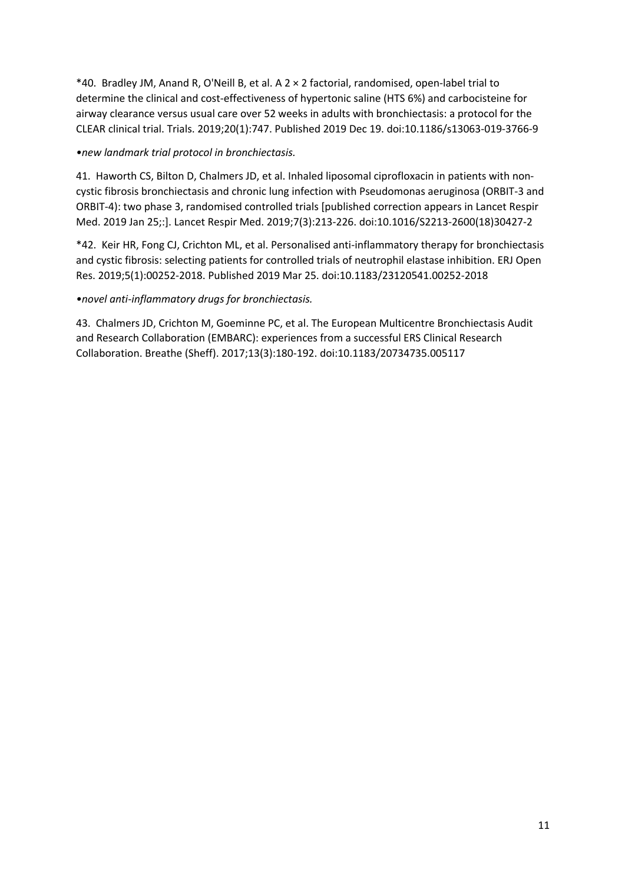*40. Bradley JM, Anand R, O'Neill B, et al. A 2 × 2 factorial, randomised, open-label trial to determine the clinical and cost-effectiveness of hypertonic saline (HTS 6%) and carbocisteine for airway clearance versus usual care over 52 weeks in adults with bronchiectasis: a protocol for the CLEAR clinical trial. Trials. 2019;20(1):747. Published 2019 Dec 19. doi:10.1186/s13063-019-3766-9

*•new landmark trial protocol in bronchiectasis.*

41. Haworth CS, Bilton D, Chalmers JD, et al. Inhaled liposomal ciprofloxacin in patients with non-cystic fibrosis bronchiectasis and chronic lung infection with Pseudomonas aeruginosa (ORBIT-3 and ORBIT-4): two phase 3, randomised controlled trials [published correction appears in Lancet Respir Med. 2019 Jan 25;:]. Lancet Respir Med. 2019;7(3):213-226. doi:10.1016/S2213-2600(18)30427-2

*42. Keir HR, Fong CJ, Crichton ML, et al. Personalised anti-inflammatory therapy for bronchiectasis and cystic fibrosis: selecting patients for controlled trials of neutrophil elastase inhibition. ERJ Open Res. 2019;5(1):00252-2018. Published 2019 Mar 25. doi:10.1183/23120541.00252-2018

*•novel anti-inflammatory drugs for bronchiectasis.*

43. Chalmers JD, Crichton M, Goeminne PC, et al. The European Multicentre Bronchiectasis Audit and Research Collaboration (EMBARC): experiences from a successful ERS Clinical Research Collaboration. Breathe (Sheff). 2017;13(3):180-192. doi:10.1183/20734735.005117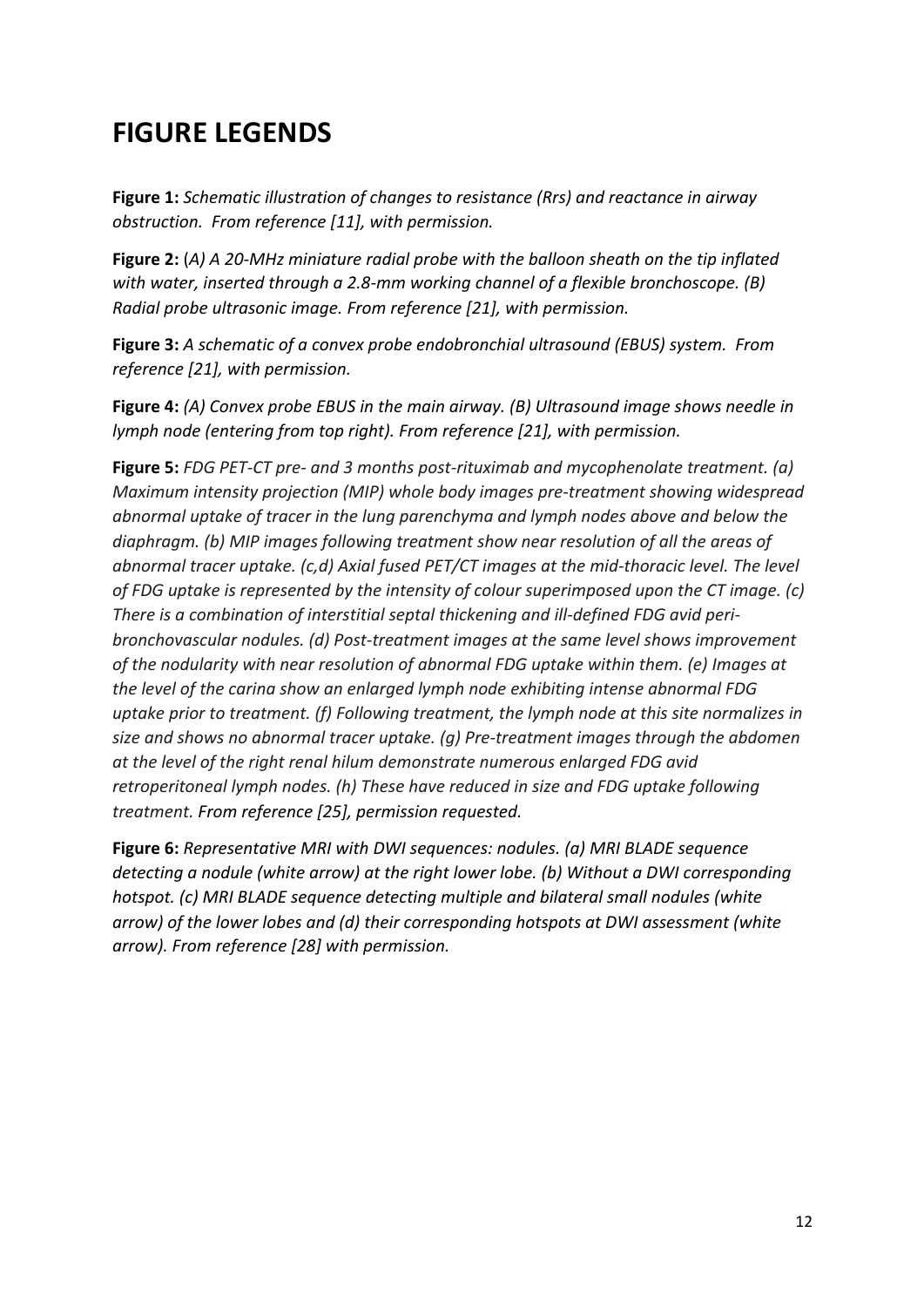# FIGURE LEGENDS

**Figure 1:** *Schematic illustration of changes to resistance (Rrs) and reactance in airway obstruction. From reference [11], with permission.*

**Figure 2:** (*A) A 20-MHz miniature radial probe with the balloon sheath on the tip inflated with water, inserted through a 2.8-mm working channel of a flexible bronchoscope. (B) Radial probe ultrasonic image. From reference [21], with permission.*

**Figure 3:** *A schematic of a convex probe endobronchial ultrasound (EBUS) system. From reference [21], with permission.*

**Figure 4:** *(A) Convex probe EBUS in the main airway. (B) Ultrasound image shows needle in lymph node (entering from top right). From reference [21], with permission.*

**Figure 5:** *FDG PET-CT pre- and 3 months post-rituximab and mycophenolate treatment. (a) Maximum intensity projection (MIP) whole body images pre-treatment showing widespread abnormal uptake of tracer in the lung parenchyma and lymph nodes above and below the diaphragm. (b) MIP images following treatment show near resolution of all the areas of abnormal tracer uptake. (c,d) Axial fused PET/CT images at the mid-thoracic level. The level of FDG uptake is represented by the intensity of colour superimposed upon the CT image. (c) There is a combination of interstitial septal thickening and ill-defined FDG avid peri-bronchovascular nodules. (d) Post-treatment images at the same level shows improvement of the nodularity with near resolution of abnormal FDG uptake within them. (e) Images at the level of the carina show an enlarged lymph node exhibiting intense abnormal FDG uptake prior to treatment. (f) Following treatment, the lymph node at this site normalizes in size and shows no abnormal tracer uptake. (g) Pre-treatment images through the abdomen at the level of the right renal hilum demonstrate numerous enlarged FDG avid retroperitoneal lymph nodes. (h) These have reduced in size and FDG uptake following treatment. From reference [25], permission requested.*

**Figure 6:** *Representative MRI with DWI sequences: nodules. (a) MRI BLADE sequence detecting a nodule (white arrow) at the right lower lobe. (b) Without a DWI corresponding hotspot. (c) MRI BLADE sequence detecting multiple and bilateral small nodules (white arrow) of the lower lobes and (d) their corresponding hotspots at DWI assessment (white arrow). From reference [28] with permission.*